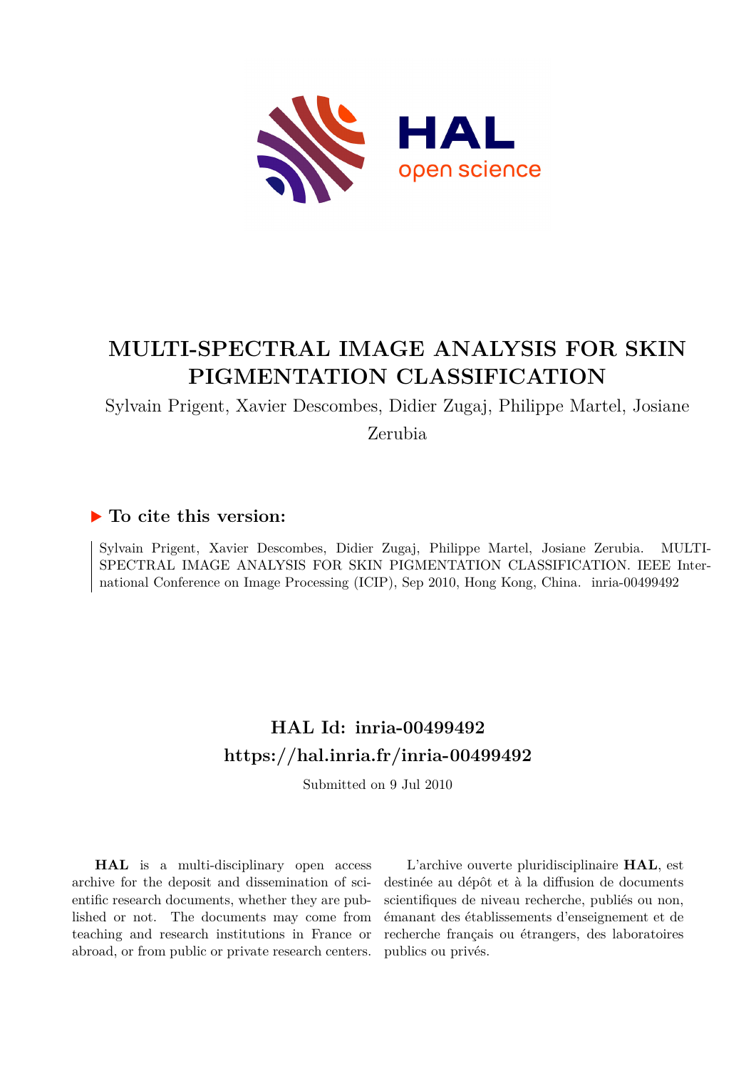# MULTI-SPECTRAL IMAGE ANALYSIS FOR SKIN PIGMENTATION CLASSIFICATION

Sylvain Prigent, Xavier Descombes, Didier Zugaj, Philippe Martel, Josiane Zerubia

## To cite this version:

Sylvain Prigent, Xavier Descombes, Didier Zugaj, Philippe Martel, Josiane Zerubia. MULTI-SPECTRAL IMAGE ANALYSIS FOR SKIN PIGMENTATION CLASSIFICATION. IEEE International Conference on Image Processing (ICIP), Sep 2010, Hong Kong, China. inria-00499492

## HAL Id: inria-00499492
## https://hal.inria.fr/inria-00499492

Submitted on 9 Jul 2010

**HAL** is a multi-disciplinary open access archive for the deposit and dissemination of scientific research documents, whether they are published or not. The documents may come from teaching and research institutions in France or abroad, or from public or private research centers.

L'archive ouverte pluridisciplinaire **HAL**, est destinée au dépôt et à la diffusion de documents scientifiques de niveau recherche, publiés ou non, émanant des établissements d'enseignement et de recherche français ou étrangers, des laboratoires publics ou privés.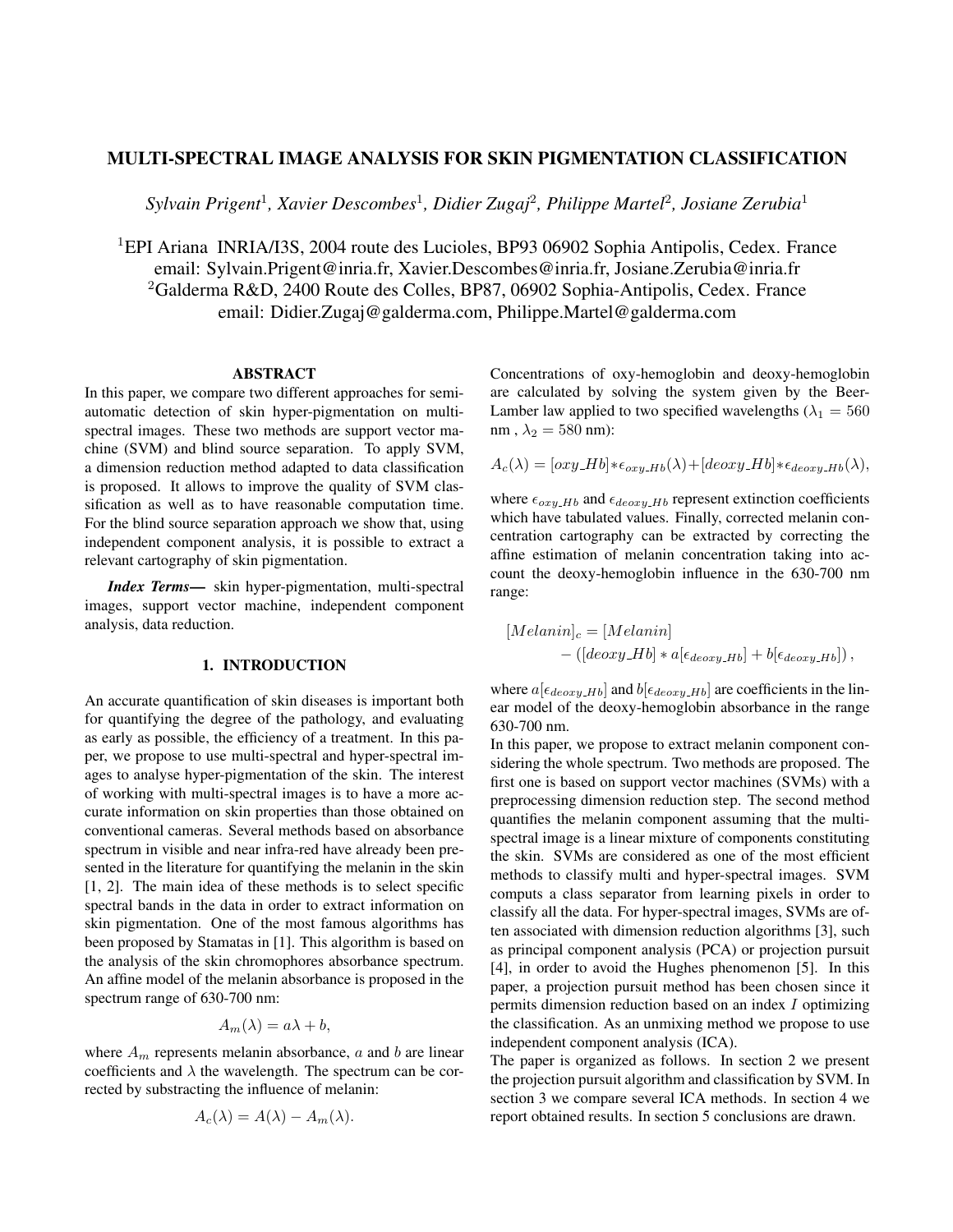# MULTI-SPECTRAL IMAGE ANALYSIS FOR SKIN PIGMENTATION CLASSIFICATION

*Sylvain Prigent*[1], *Xavier Descombes*[1], *Didier Zugaj*[2], *Philippe Martel*[2], *Josiane Zerubia*[1]

[1]EPI Ariana INRIA/I3S, 2004 route des Lucioles, BP93 06902 Sophia Antipolis, Cedex. France
email: Sylvain.Prigent@inria.fr, Xavier.Descombes@inria.fr, Josiane.Zerubia@inria.fr
[2]Galderma R&D, 2400 Route des Colles, BP87, 06902 Sophia-Antipolis, Cedex. France
email: Didier.Zugaj@galderma.com, Philippe.Martel@galderma.com

## ABSTRACT

In this paper, we compare two different approaches for semi-automatic detection of skin hyper-pigmentation on multi-spectral images. These two methods are support vector machine (SVM) and blind source separation. To apply SVM, a dimension reduction method adapted to data classification is proposed. It allows to improve the quality of SVM classification as well as to have reasonable computation time. For the blind source separation approach we show that, using independent component analysis, it is possible to extract a relevant cartography of skin pigmentation.

***Index Terms***— skin hyper-pigmentation, multi-spectral images, support vector machine, independent component analysis, data reduction.

## 1. INTRODUCTION

An accurate quantification of skin diseases is important both for quantifying the degree of the pathology, and evaluating as early as possible, the efficiency of a treatment. In this paper, we propose to use multi-spectral and hyper-spectral images to analyse hyper-pigmentation of the skin. The interest of working with multi-spectral images is to have a more accurate information on skin properties than those obtained on conventional cameras. Several methods based on absorbance spectrum in visible and near infra-red have already been presented in the literature for quantifying the melanin in the skin [1, 2]. The main idea of these methods is to select specific spectral bands in the data in order to extract information on skin pigmentation. One of the most famous algorithms has been proposed by Stamatas in [1]. This algorithm is based on the analysis of the skin chromophores absorbance spectrum. An affine model of the melanin absorbance is proposed in the spectrum range of 630-700 nm:

$$A_m(\lambda) = a\lambda + b,$$

where $A_m$ represents melanin absorbance, $a$ and $b$ are linear coefficients and $\lambda$ the wavelength. The spectrum can be corrected by substracting the influence of melanin:

$$A_c(\lambda) = A(\lambda) - A_m(\lambda).$$

Concentrations of oxy-hemoglobin and deoxy-hemoglobin are calculated by solving the system given by the Beer-Lamber law applied to two specified wavelengths ($\lambda_1 = 560$ nm , $\lambda_2 = 580$ nm):

$$A_c(\lambda) = [oxy\_Hb]*\epsilon_{oxy\_Hb}(\lambda) + [deoxy\_Hb]*\epsilon_{deoxy\_Hb}(\lambda),$$

where $\epsilon_{oxy\_Hb}$ and $\epsilon_{deoxy\_Hb}$ represent extinction coefficients which have tabulated values. Finally, corrected melanin concentration cartography can be extracted by correcting the affine estimation of melanin concentration taking into account the deoxy-hemoglobin influence in the 630-700 nm range:

$$[Melanin]_c = [Melanin] - ([deoxy\_Hb] * a[\epsilon_{deoxy\_Hb}] + b[\epsilon_{deoxy\_Hb}]),$$

where $a[\epsilon_{deoxy\_Hb}]$ and $b[\epsilon_{deoxy\_Hb}]$ are coefficients in the linear model of the deoxy-hemoglobin absorbance in the range 630-700 nm.

In this paper, we propose to extract melanin component considering the whole spectrum. Two methods are proposed. The first one is based on support vector machines (SVMs) with a preprocessing dimension reduction step. The second method quantifies the melanin component assuming that the multi-spectral image is a linear mixture of components constituting the skin. SVMs are considered as one of the most efficient methods to classify multi and hyper-spectral images. SVM computs a class separator from learning pixels in order to classify all the data. For hyper-spectral images, SVMs are often associated with dimension reduction algorithms [3], such as principal component analysis (PCA) or projection pursuit [4], in order to avoid the Hughes phenomenon [5]. In this paper, a projection pursuit method has been chosen since it permits dimension reduction based on an index $I$ optimizing the classification. As an unmixing method we propose to use independent component analysis (ICA).

The paper is organized as follows. In section 2 we present the projection pursuit algorithm and classification by SVM. In section 3 we compare several ICA methods. In section 4 we report obtained results. In section 5 conclusions are drawn.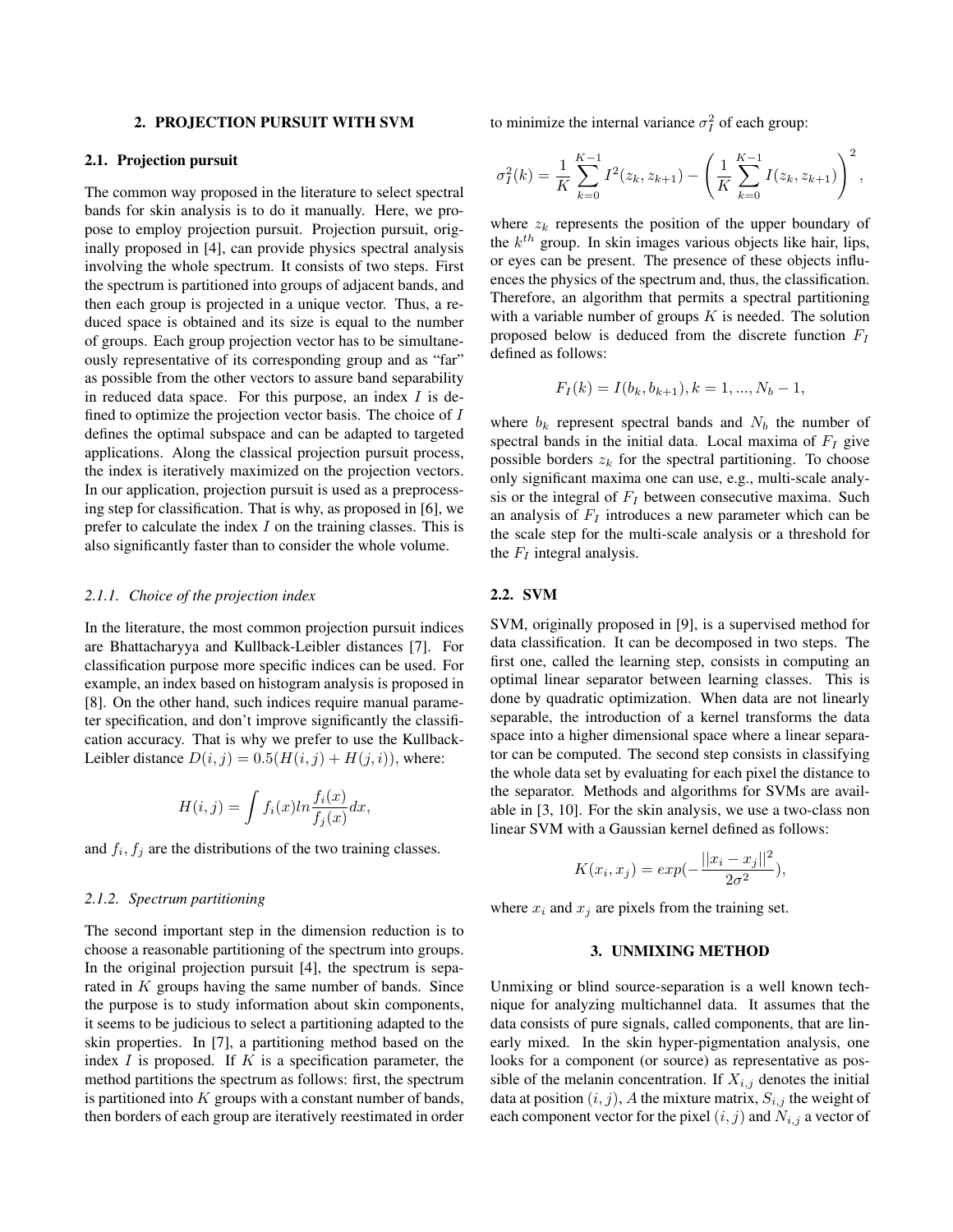## 2. PROJECTION PURSUIT WITH SVM

### 2.1. Projection pursuit

The common way proposed in the literature to select spectral bands for skin analysis is to do it manually. Here, we propose to employ projection pursuit. Projection pursuit, originally proposed in [4], can provide physics spectral analysis involving the whole spectrum. It consists of two steps. First the spectrum is partitioned into groups of adjacent bands, and then each group is projected in a unique vector. Thus, a reduced space is obtained and its size is equal to the number of groups. Each group projection vector has to be simultaneously representative of its corresponding group and as "far" as possible from the other vectors to assure band separability in reduced data space. For this purpose, an index $I$ is defined to optimize the projection vector basis. The choice of $I$ defines the optimal subspace and can be adapted to targeted applications. Along the classical projection pursuit process, the index is iteratively maximized on the projection vectors. In our application, projection pursuit is used as a preprocessing step for classification. That is why, as proposed in [6], we prefer to calculate the index $I$ on the training classes. This is also significantly faster than to consider the whole volume.

#### *2.1.1. Choice of the projection index*

In the literature, the most common projection pursuit indices are Bhattacharyya and Kullback-Leibler distances [7]. For classification purpose more specific indices can be used. For example, an index based on histogram analysis is proposed in [8]. On the other hand, such indices require manual parameter specification, and don't improve significantly the classification accuracy. That is why we prefer to use the Kullback-Leibler distance $D(i, j) = 0.5(H(i, j) + H(j, i))$, where:

$$H(i, j) = \int f_i(x) ln \frac{f_i(x)}{f_j(x)} dx,$$

and $f_i$, $f_j$ are the distributions of the two training classes.

#### *2.1.2. Spectrum partitioning*

The second important step in the dimension reduction is to choose a reasonable partitioning of the spectrum into groups. In the original projection pursuit [4], the spectrum is separated in $K$ groups having the same number of bands. Since the purpose is to study information about skin components, it seems to be judicious to select a partitioning adapted to the skin properties. In [7], a partitioning method based on the index $I$ is proposed. If $K$ is a specification parameter, the method partitions the spectrum as follows: first, the spectrum is partitioned into $K$ groups with a constant number of bands, then borders of each group are iteratively reestimated in order to minimize the internal variance $\sigma_I^2$ of each group:

$$\sigma_I^2(k) = \frac{1}{K} \sum_{k=0}^{K-1} I^2(z_k, z_{k+1}) - \left( \frac{1}{K} \sum_{k=0}^{K-1} I(z_k, z_{k+1}) \right)^2,$$

where $z_k$ represents the position of the upper boundary of the $k^{th}$ group. In skin images various objects like hair, lips, or eyes can be present. The presence of these objects influences the physics of the spectrum and, thus, the classification. Therefore, an algorithm that permits a spectral partitioning with a variable number of groups $K$ is needed. The solution proposed below is deduced from the discrete function $F_I$ defined as follows:

$$F_I(k) = I(b_k, b_{k+1}), k = 1, ..., N_b - 1,$$

where $b_k$ represent spectral bands and $N_b$ the number of spectral bands in the initial data. Local maxima of $F_I$ give possible borders $z_k$ for the spectral partitioning. To choose only significant maxima one can use, e.g., multi-scale analysis or the integral of $F_I$ between consecutive maxima. Such an analysis of $F_I$ introduces a new parameter which can be the scale step for the multi-scale analysis or a threshold for the $F_I$ integral analysis.

### 2.2. SVM

SVM, originally proposed in [9], is a supervised method for data classification. It can be decomposed in two steps. The first one, called the learning step, consists in computing an optimal linear separator between learning classes. This is done by quadratic optimization. When data are not linearly separable, the introduction of a kernel transforms the data space into a higher dimensional space where a linear separator can be computed. The second step consists in classifying the whole data set by evaluating for each pixel the distance to the separator. Methods and algorithms for SVMs are available in [3, 10]. For the skin analysis, we use a two-class non linear SVM with a Gaussian kernel defined as follows:

$$K(x_i, x_j) = exp(-\frac{||x_i - x_j||^2}{2\sigma^2}),$$

where $x_i$ and $x_j$ are pixels from the training set.

## 3. UNMIXING METHOD

Unmixing or blind source-separation is a well known technique for analyzing multichannel data. It assumes that the data consists of pure signals, called components, that are linearly mixed. In the skin hyper-pigmentation analysis, one looks for a component (or source) as representative as possible of the melanin concentration. If $X_{i,j}$ denotes the initial data at position $(i, j)$, $A$ the mixture matrix, $S_{i,j}$ the weight of each component vector for the pixel $(i, j)$ and $N_{i,j}$ a vector of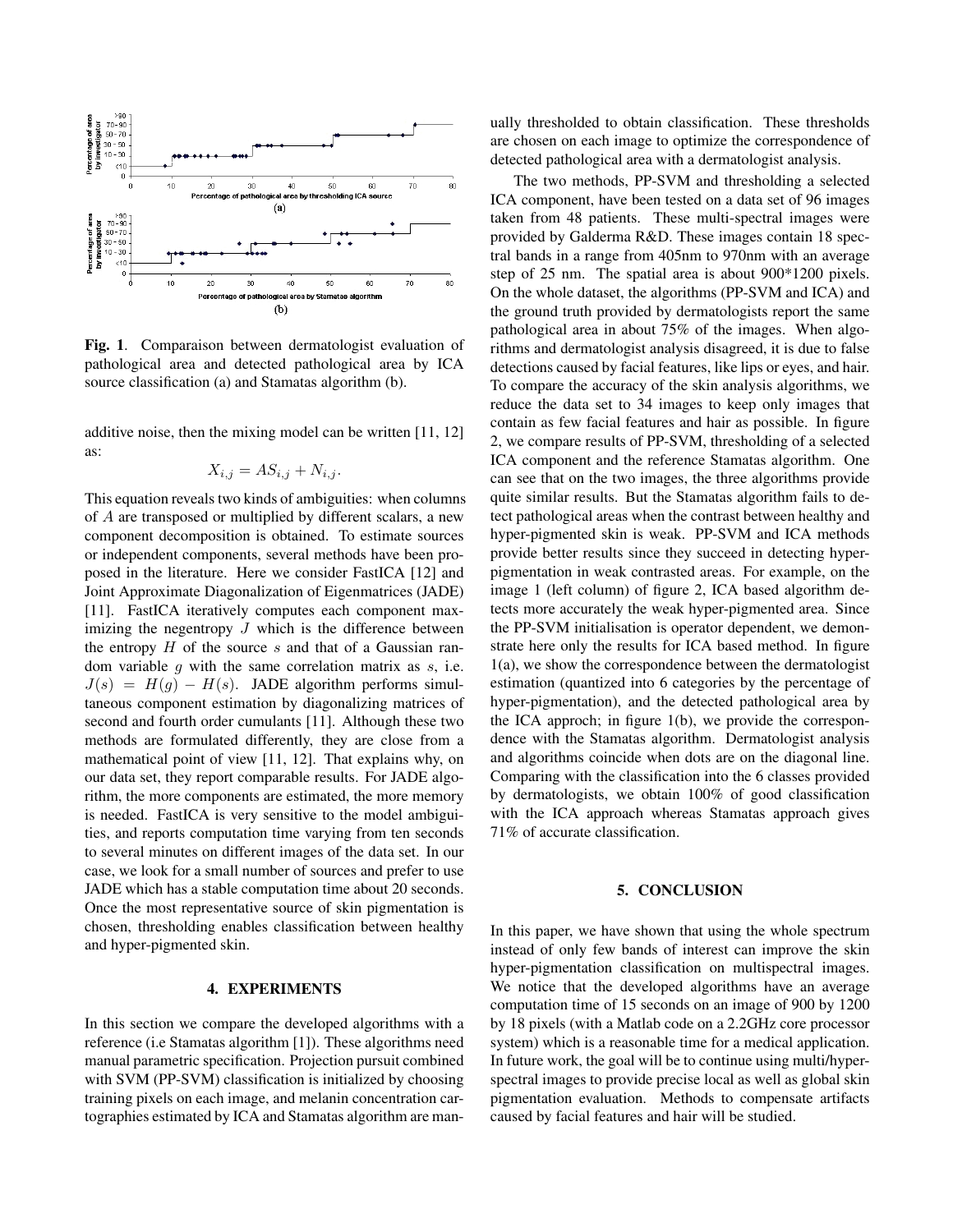**Fig. 1**. Comparaison between dermatologist evaluation of pathological area and detected pathological area by ICA source classification (a) and Stamatas algorithm (b).

additive noise, then the mixing model can be written [11, 12] as:

$$X_{i,j} = AS_{i,j} + N_{i,j}.$$

This equation reveals two kinds of ambiguities: when columns of $A$ are transposed or multiplied by different scalars, a new component decomposition is obtained. To estimate sources or independent components, several methods have been proposed in the literature. Here we consider FastICA [12] and Joint Approximate Diagonalization of Eigenmatrices (JADE) [11]. FastICA iteratively computes each component maximizing the negentropy $J$ which is the difference between the entropy $H$ of the source $s$ and that of a Gaussian random variable $g$ with the same correlation matrix as $s$, i.e. $J(s) = H(g) - H(s)$. JADE algorithm performs simultaneous component estimation by diagonalizing matrices of second and fourth order cumulants [11]. Although these two methods are formulated differently, they are close from a mathematical point of view [11, 12]. That explains why, on our data set, they report comparable results. For JADE algorithm, the more components are estimated, the more memory is needed. FastICA is very sensitive to the model ambiguities, and reports computation time varying from ten seconds to several minutes on different images of the data set. In our case, we look for a small number of sources and prefer to use JADE which has a stable computation time about 20 seconds. Once the most representative source of skin pigmentation is chosen, thresholding enables classification between healthy and hyper-pigmented skin.

## 4. EXPERIMENTS

In this section we compare the developed algorithms with a reference (i.e Stamatas algorithm [1]). These algorithms need manual parametric specification. Projection pursuit combined with SVM (PP-SVM) classification is initialized by choosing training pixels on each image, and melanin concentration cartographies estimated by ICA and Stamatas algorithm are manually thresholded to obtain classification. These thresholds are chosen on each image to optimize the correspondence of detected pathological area with a dermatologist analysis.

The two methods, PP-SVM and thresholding a selected ICA component, have been tested on a data set of 96 images taken from 48 patients. These multi-spectral images were provided by Galderma R&D. These images contain 18 spectral bands in a range from 405nm to 970nm with an average step of 25 nm. The spatial area is about 900*1200 pixels. On the whole dataset, the algorithms (PP-SVM and ICA) and the ground truth provided by dermatologists report the same pathological area in about 75% of the images. When algorithms and dermatologist analysis disagreed, it is due to false detections caused by facial features, like lips or eyes, and hair. To compare the accuracy of the skin analysis algorithms, we reduce the data set to 34 images to keep only images that contain as few facial features and hair as possible. In figure 2, we compare results of PP-SVM, thresholding of a selected ICA component and the reference Stamatas algorithm. One can see that on the two images, the three algorithms provide quite similar results. But the Stamatas algorithm fails to detect pathological areas when the contrast between healthy and hyper-pigmented skin is weak. PP-SVM and ICA methods provide better results since they succeed in detecting hyper-pigmentation in weak contrasted areas. For example, on the image 1 (left column) of figure 2, ICA based algorithm detects more accurately the weak hyper-pigmented area. Since the PP-SVM initialisation is operator dependent, we demonstrate here only the results for ICA based method. In figure 1(a), we show the correspondence between the dermatologist estimation (quantized into 6 categories by the percentage of hyper-pigmentation), and the detected pathological area by the ICA approch; in figure 1(b), we provide the correspondence with the Stamatas algorithm. Dermatologist analysis and algorithms coincide when dots are on the diagonal line. Comparing with the classification into the 6 classes provided by dermatologists, we obtain 100% of good classification with the ICA approach whereas Stamatas approach gives 71% of accurate classification.

## 5. CONCLUSION

In this paper, we have shown that using the whole spectrum instead of only few bands of interest can improve the skin hyper-pigmentation classification on multispectral images. We notice that the developed algorithms have an average computation time of 15 seconds on an image of 900 by 1200 by 18 pixels (with a Matlab code on a 2.2GHz core processor system) which is a reasonable time for a medical application. In future work, the goal will be to continue using multi/hyper-spectral images to provide precise local as well as global skin pigmentation evaluation. Methods to compensate artifacts caused by facial features and hair will be studied.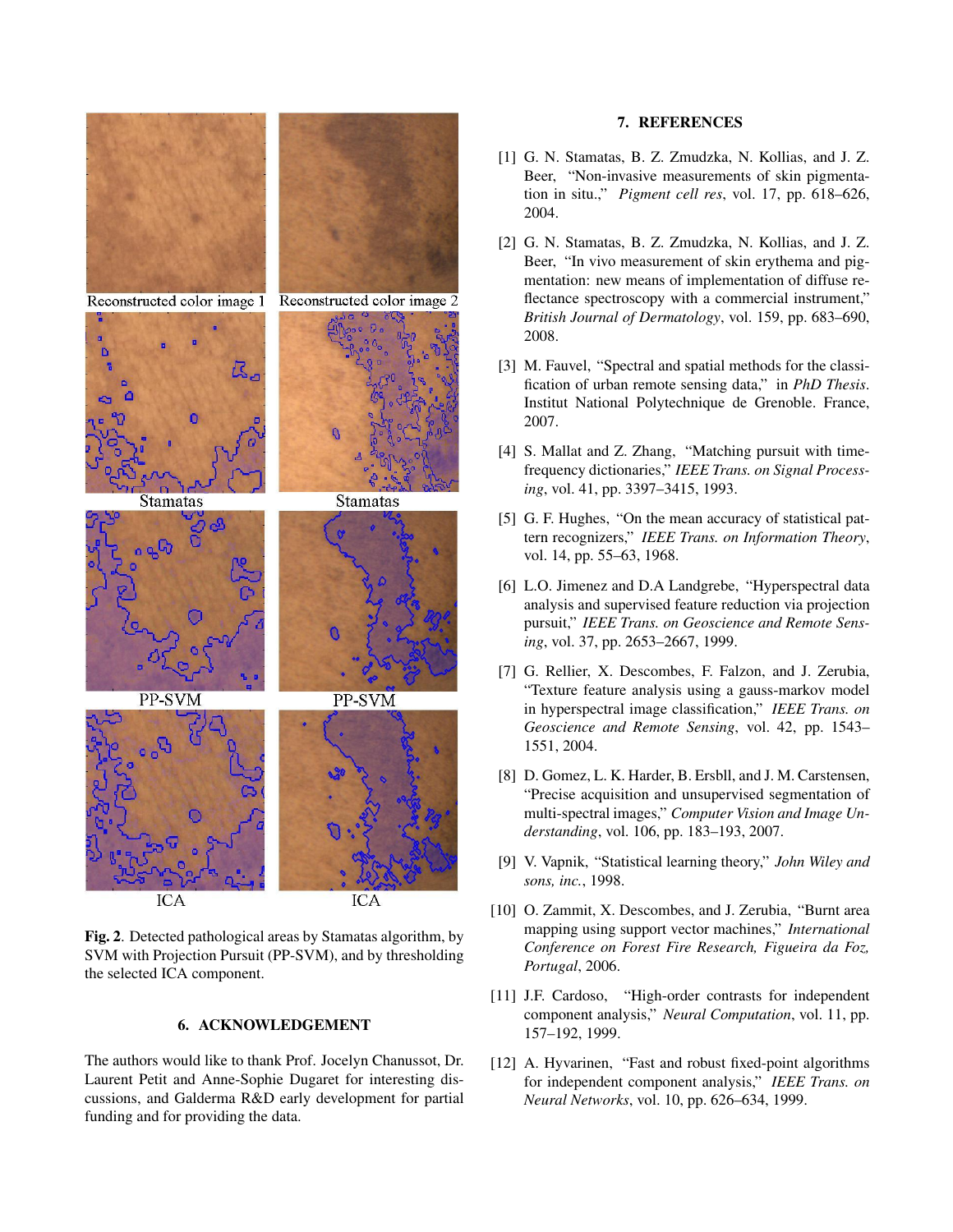Reconstructed color image 1

Reconstructed color image 2

Stamatas

Stamatas

PP-SVM

PP-SVM

ICA

ICA

**Fig. 2**. Detected pathological areas by Stamatas algorithm, by SVM with Projection Pursuit (PP-SVM), and by thresholding the selected ICA component.

## 6. ACKNOWLEDGEMENT

The authors would like to thank Prof. Jocelyn Chanussot, Dr. Laurent Petit and Anne-Sophie Dugaret for interesting discussions, and Galderma R&D early development for partial funding and for providing the data.

## 7. REFERENCES

[1] G. N. Stamatas, B. Z. Zmudzka, N. Kollias, and J. Z. Beer, "Non-invasive measurements of skin pigmentation in situ.," *Pigment cell res*, vol. 17, pp. 618–626, 2004.

[2] G. N. Stamatas, B. Z. Zmudzka, N. Kollias, and J. Z. Beer, "In vivo measurement of skin erythema and pigmentation: new means of implementation of diffuse reflectance spectroscopy with a commercial instrument," *British Journal of Dermatology*, vol. 159, pp. 683–690, 2008.

[3] M. Fauvel, "Spectral and spatial methods for the classification of urban remote sensing data," in *PhD Thesis*. Institut National Polytechnique de Grenoble. France, 2007.

[4] S. Mallat and Z. Zhang, "Matching pursuit with time-frequency dictionaries," *IEEE Trans. on Signal Processing*, vol. 41, pp. 3397–3415, 1993.

[5] G. F. Hughes, "On the mean accuracy of statistical pattern recognizers," *IEEE Trans. on Information Theory*, vol. 14, pp. 55–63, 1968.

[6] L.O. Jimenez and D.A Landgrebe, "Hyperspectral data analysis and supervised feature reduction via projection pursuit," *IEEE Trans. on Geoscience and Remote Sensing*, vol. 37, pp. 2653–2667, 1999.

[7] G. Rellier, X. Descombes, F. Falzon, and J. Zerubia, "Texture feature analysis using a gauss-markov model in hyperspectral image classification," *IEEE Trans. on Geoscience and Remote Sensing*, vol. 42, pp. 1543–1551, 2004.

[8] D. Gomez, L. K. Harder, B. Ersbll, and J. M. Carstensen, "Precise acquisition and unsupervised segmentation of multi-spectral images," *Computer Vision and Image Understanding*, vol. 106, pp. 183–193, 2007.

[9] V. Vapnik, "Statistical learning theory," *John Wiley and sons, inc.*, 1998.

[10] O. Zammit, X. Descombes, and J. Zerubia, "Burnt area mapping using support vector machines," *International Conference on Forest Fire Research, Figueira da Foz, Portugal*, 2006.

[11] J.F. Cardoso, "High-order contrasts for independent component analysis," *Neural Computation*, vol. 11, pp. 157–192, 1999.

[12] A. Hyvarinen, "Fast and robust fixed-point algorithms for independent component analysis," *IEEE Trans. on Neural Networks*, vol. 10, pp. 626–634, 1999.